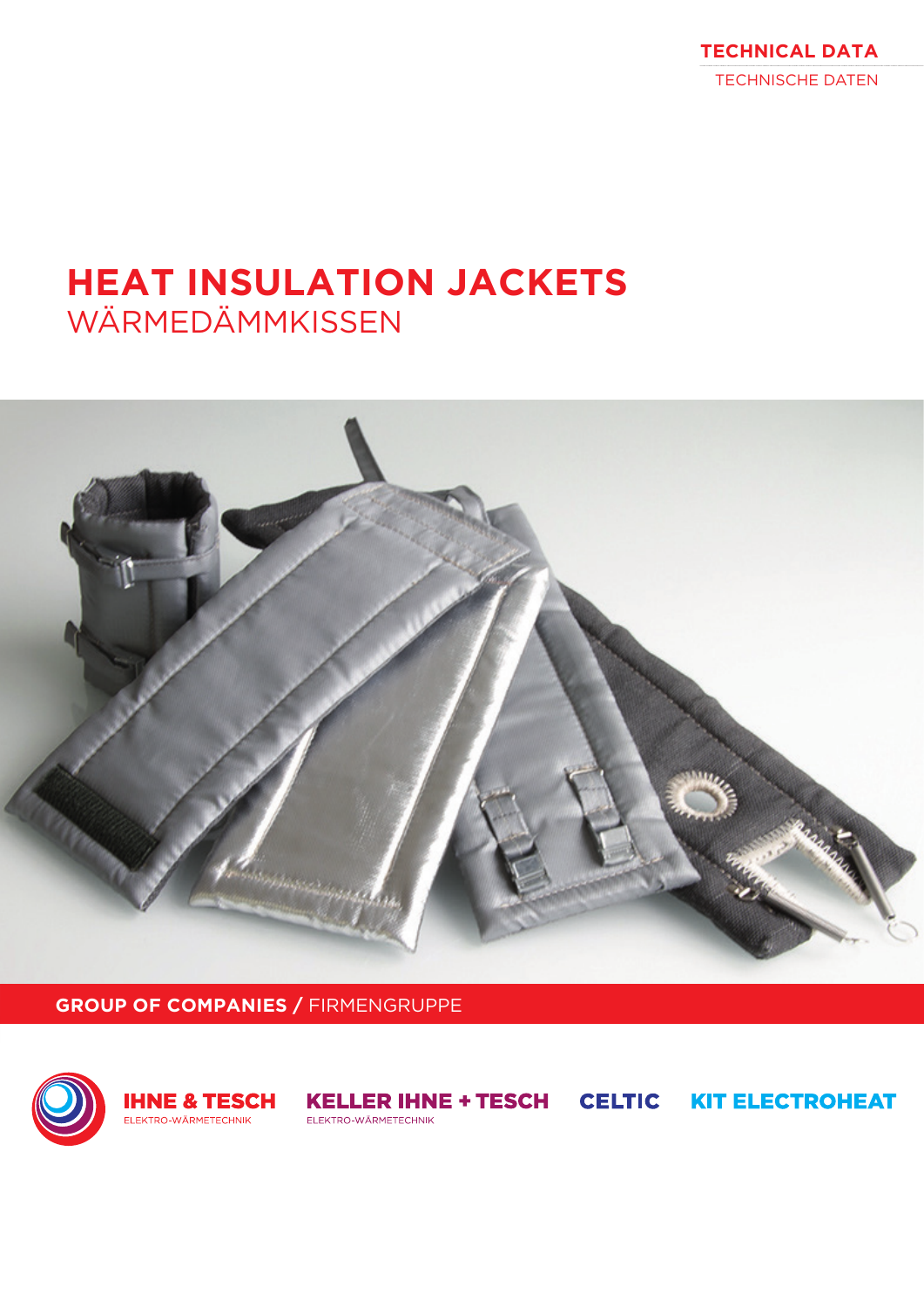TECHNICAL DATA
TECHNISCHE DATEN

# HEAT INSULATION JACKETS
WÄRMEDÄMMKISSEN

**GROUP OF COMPANIES** / FIRMENGRUPPE

**IHNE & TESCH**
ELEKTRO-WÄRMETECHNIK

**KELLER IHNE + TESCH**
ELEKTRO-WÄRMETECHNIK

**CELTIC**

**KIT ELECTROHEAT**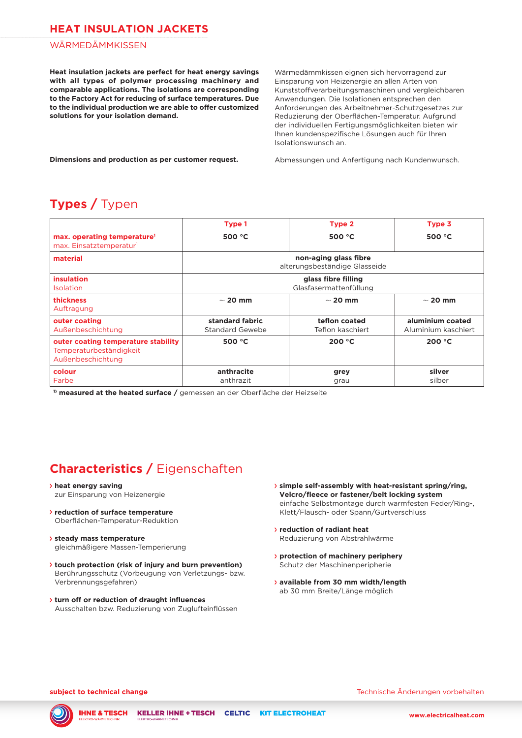# HEAT INSULATION JACKETS

WÄRMEDÄMMKISSEN

**Heat insulation jackets are perfect for heat energy savings with all types of polymer processing machinery and comparable applications. The isolations are corresponding to the Factory Act for reducing of surface temperatures. Due to the individual production we are able to offer customized solutions for your isolation demand.**

Wärmedämmkissen eignen sich hervorragend zur Einsparung von Heizenergie an allen Arten von Kunststoffverarbeitungsmaschinen und vergleichbaren Anwendungen. Die Isolationen entsprechen den Anforderungen des Arbeitnehmer-Schutzgesetzes zur Reduzierung der Oberflächen-Temperatur. Aufgrund der individuellen Fertigungsmöglichkeiten bieten wir Ihnen kundenspezifische Lösungen auch für Ihren Isolationswunsch an.

**Dimensions and production as per customer request.**

Abmessungen und Anfertigung nach Kundenwunsch.

## Types / Typen

| | Type 1 | Type 2 | Type 3 |
|---|---|---|---|
| **max. operating temperature**[1] max. Einsatztemperatur[1] | **500 °C** | **500 °C** | **500 °C** |
| **material** | **non-aging glass fibre** alterungsbeständige Glasseide | | |
| **insulation** Isolation | **glass fibre filling** Glasfasermattenfüllung | | |
| **thickness** Auftragung | **~ 20 mm** | **~ 20 mm** | **~ 20 mm** |
| **outer coating** Außenbeschichtung | **standard fabric** Standard Gewebe | **teflon coated** Teflon kaschiert | **aluminium coated** Aluminium kaschiert |
| **outer coating temperature stability** Temperaturbeständigkeit Außenbeschichtung | **500 °C** | **200 °C** | **200 °C** |
| **colour** Farbe | **anthracite** anthrazit | **grey** grau | **silver** silber |

[1)] **measured at the heated surface /** gemessen an der Oberfläche der Heizseite

## Characteristics / Eigenschaften

- **heat energy saving**
  zur Einsparung von Heizenergie
- **reduction of surface temperature**
  Oberflächen-Temperatur-Reduktion
- **steady mass temperature**
  gleichmäßigere Massen-Temperierung
- **touch protection (risk of injury and burn prevention)**
  Berührungsschutz (Vorbeugung von Verletzungs- bzw. Verbrennungsgefahren)
- **turn off or reduction of draught influences**
  Ausschalten bzw. Reduzierung von Zuglufteinflüssen
- **simple self-assembly with heat-resistant spring/ring, Velcro/fleece or fastener/belt locking system**
  einfache Selbstmontage durch warmfesten Feder/Ring-, Klett/Flausch- oder Spann/Gurtverschluss
- **reduction of radiant heat**
  Reduzierung von Abstrahlwärme
- **protection of machinery periphery**
  Schutz der Maschinenperipherie
- **available from 30 mm width/length**
  ab 30 mm Breite/Länge möglich

**subject to technical change**

Technische Änderungen vorbehalten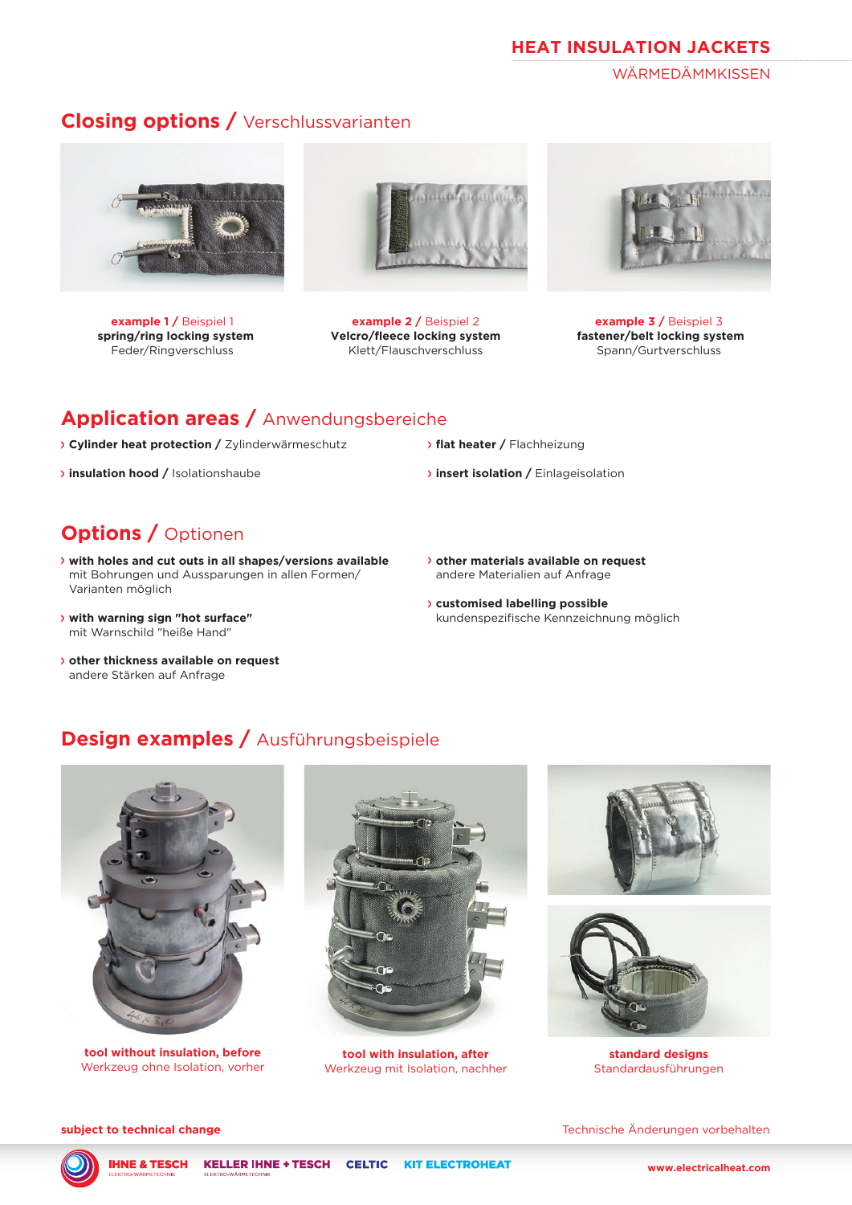# HEAT INSULATION JACKETS
WÄRMEDÄMMKISSEN

## Closing options / Verschlussvarianten

**example 1** / Beispiel 1
**spring/ring locking system**
Feder/Ringverschluss

**example 2** / Beispiel 2
**Velcro/fleece locking system**
Klett/Flauschverschluss

**example 3** / Beispiel 3
**fastener/belt locking system**
Spann/Gurtverschluss

## Application areas / Anwendungsbereiche

- **Cylinder heat protection** / Zylinderwärmeschutz
- **insulation hood** / Isolationshaube
- **flat heater** / Flachheizung
- **insert isolation** / Einlageisolation

## Options / Optionen

- **with holes and cut outs in all shapes/versions available**
  mit Bohrungen und Aussparungen in allen Formen/ Varianten möglich
- **with warning sign "hot surface"**
  mit Warnschild "heiße Hand"
- **other thickness available on request**
  andere Stärken auf Anfrage
- **other materials available on request**
  andere Materialien auf Anfrage
- **customised labelling possible**
  kundenspezifische Kennzeichnung möglich

## Design examples / Ausführungsbeispiele

**tool without insulation, before**
Werkzeug ohne Isolation, vorher

**tool with insulation, after**
Werkzeug mit Isolation, nachher

**standard designs**
Standardausführungen

**subject to technical change**

Technische Änderungen vorbehalten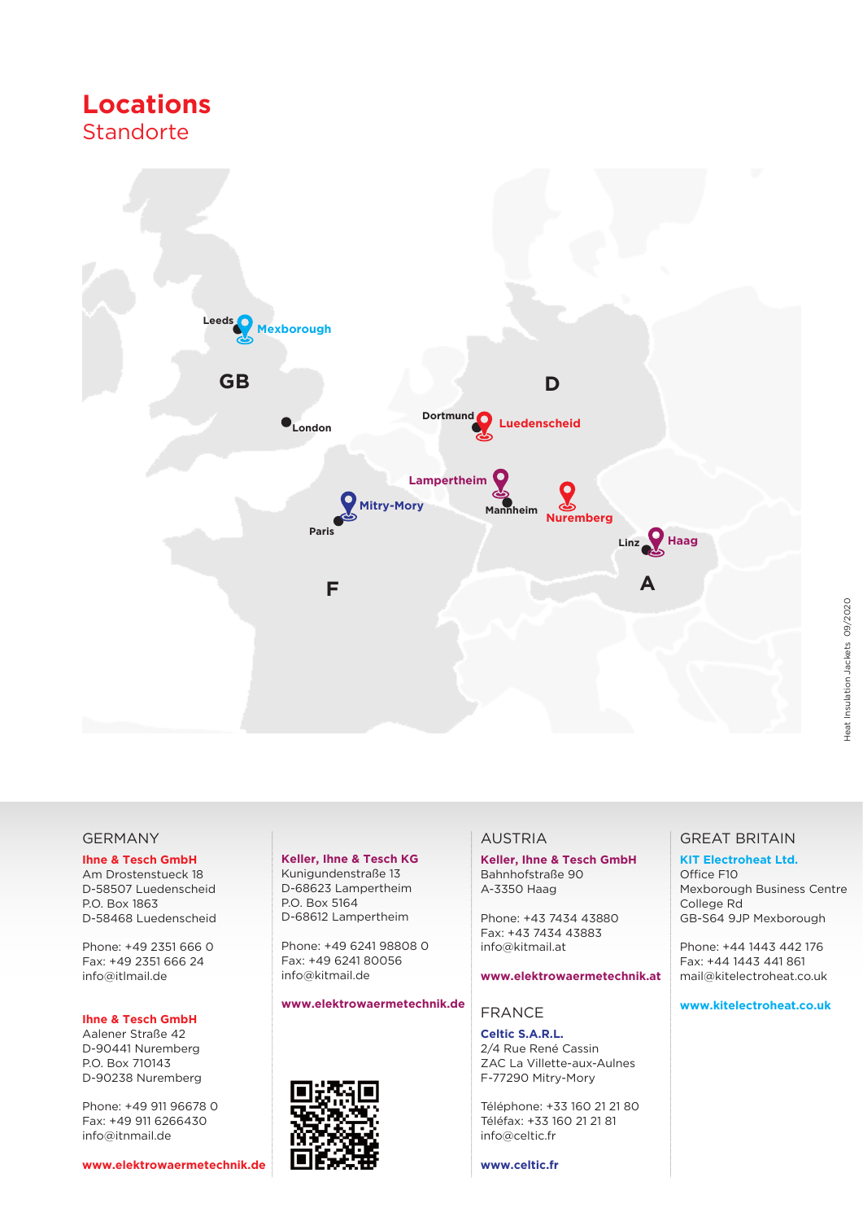# Locations
Standorte

Leeds
Mexborough
GB
London
D
Dortmund
Luedenscheid
Lampertheim
Mannheim
Nuremberg
Mitry-Mory
Paris
Linz
Haag
A
F

Heat Insulation Jackets 09/2020

## GERMANY

**Ihne & Tesch GmbH**
Am Drostenstueck 18
D-58507 Luedenscheid
P.O. Box 1863
D-58468 Luedenscheid

Phone: +49 2351 666 0
Fax: +49 2351 666 24
info@itlmail.de

**Ihne & Tesch GmbH**
Aalener Straße 42
D-90441 Nuremberg
P.O. Box 710143
D-90238 Nuremberg

Phone: +49 911 96678 0
Fax: +49 911 6266430
info@itnmail.de

**www.elektrowaermetechnik.de**

**Keller, Ihne & Tesch KG**
Kunigundenstraße 13
D-68623 Lampertheim
P.O. Box 5164
D-68612 Lampertheim

Phone: +49 6241 98808 0
Fax: +49 6241 80056
info@kitmail.de

**www.elektrowaermetechnik.de**

## AUSTRIA

**Keller, Ihne & Tesch GmbH**
Bahnhofstraße 90
A-3350 Haag

Phone: +43 7434 43880
Fax: +43 7434 43883
info@kitmail.at

**www.elektrowaermetechnik.at**

## FRANCE

**Celtic S.A.R.L.**
2/4 Rue René Cassin
ZAC La Villette-aux-Aulnes
F-77290 Mitry-Mory

Téléphone: +33 160 21 21 80
Téléfax: +33 160 21 21 81
info@celtic.fr

**www.celtic.fr**

## GREAT BRITAIN

**KIT Electroheat Ltd.**
Office F10
Mexborough Business Centre
College Rd
GB-S64 9JP Mexborough

Phone: +44 1443 442 176
Fax: +44 1443 441 861
mail@kitelectroheat.co.uk

**www.kitelectroheat.co.uk**